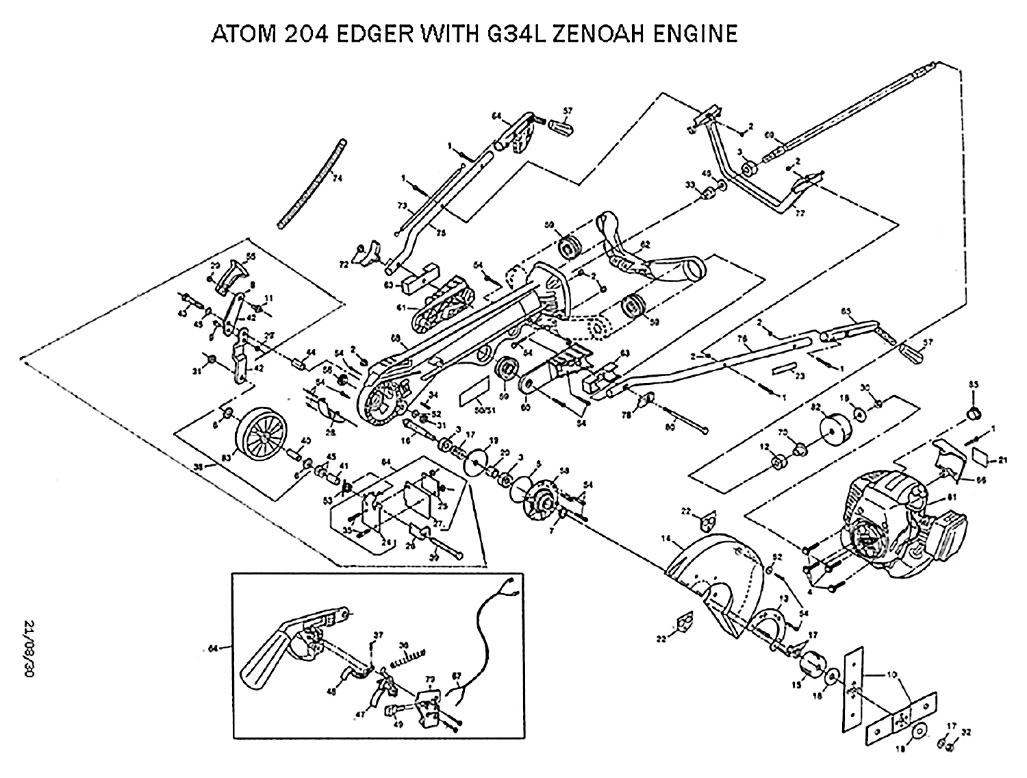# ATOM 204 EDGER WITH G34L ZENOAH ENGINE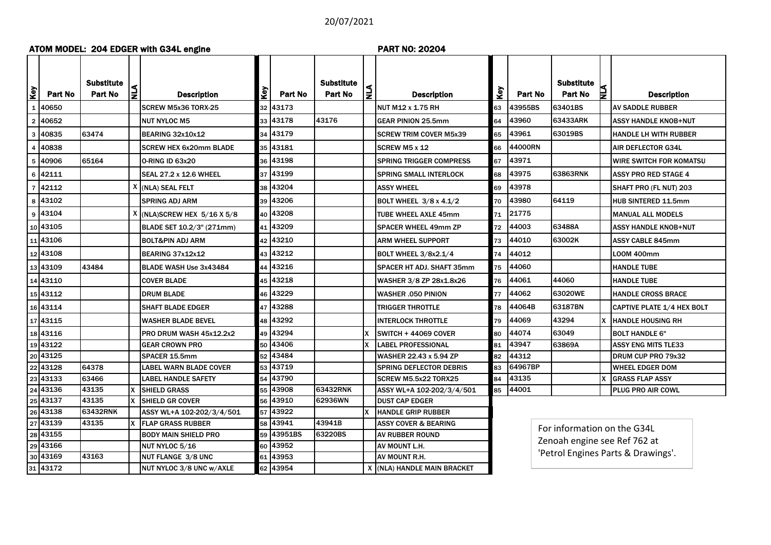20/07/2021

## ATOM MODEL: 204 EDGER with G34L engine

## PART NO: 20204

| Key | Part No | Substitute Part No | NLA | Description | Key | Part No | Substitute Part No | NLA | Description | Key | Part No | Substitute Part No | NLA | Description |
|---|---|---|---|---|---|---|---|---|---|---|---|---|---|---|
| 1 | 40650 | | | SCREW M5x36 TORX-25 | 32 | 43173 | | | NUT M12 x 1.75 RH | 63 | 43955BS | 63401BS | | AV SADDLE RUBBER |
| 2 | 40652 | | | NUT NYLOC M5 | 33 | 43178 | 43176 | | GEAR PINION 25.5mm | 64 | 43960 | 63433ARK | | ASSY HANDLE KNOB+NUT |
| 3 | 40835 | 63474 | | BEARING 32x10x12 | 34 | 43179 | | | SCREW TRIM COVER M5x39 | 65 | 43961 | 63019BS | | HANDLE LH WITH RUBBER |
| 4 | 40838 | | | SCREW HEX 6x20mm BLADE | 35 | 43181 | | | SCREW M5 x 12 | 66 | 44000RN | | | AIR DEFLECTOR G34L |
| 5 | 40906 | 65164 | | O-RING ID 63x20 | 36 | 43198 | | | SPRING TRIGGER COMPRESS | 67 | 43971 | | | WIRE SWITCH FOR KOMATSU |
| 6 | 42111 | | | SEAL 27.2 x 12.6 WHEEL | 37 | 43199 | | | SPRING SMALL INTERLOCK | 68 | 43975 | 63863RNK | | ASSY PRO RED STAGE 4 |
| 7 | 42112 | | X | (NLA) SEAL FELT | 38 | 43204 | | | ASSY WHEEL | 69 | 43978 | | | SHAFT PRO (FL NUT) 203 |
| 8 | 43102 | | | SPRING ADJ ARM | 39 | 43206 | | | BOLT WHEEL 3/8 x 4.1/2 | 70 | 43980 | 64119 | | HUB SINTERED 11.5mm |
| 9 | 43104 | | X | (NLA)SCREW HEX 5/16 X 5/8 | 40 | 43208 | | | TUBE WHEEL AXLE 45mm | 71 | 21775 | | | MANUAL ALL MODELS |
| 10 | 43105 | | | BLADE SET 10.2/3" (271mm) | 41 | 43209 | | | SPACER WHEEL 49mm ZP | 72 | 44003 | 63488A | | ASSY HANDLE KNOB+NUT |
| 11 | 43106 | | | BOLT&PIN ADJ ARM | 42 | 43210 | | | ARM WHEEL SUPPORT | 73 | 44010 | 63002K | | ASSY CABLE 845mm |
| 12 | 43108 | | | BEARING 37x12x12 | 43 | 43212 | | | BOLT WHEEL 3/8x2.1/4 | 74 | 44012 | | | LOOM 400mm |
| 13 | 43109 | 43484 | | BLADE WASH Use 3x43484 | 44 | 43216 | | | SPACER HT ADJ. SHAFT 35mm | 75 | 44060 | | | HANDLE TUBE |
| 14 | 43110 | | | COVER BLADE | 45 | 43218 | | | WASHER 3/8 ZP 28x1.8x26 | 76 | 44061 | 44060 | | HANDLE TUBE |
| 15 | 43112 | | | DRUM BLADE | 46 | 43229 | | | WASHER .050 PINION | 77 | 44062 | 63020WE | | HANDLE CROSS BRACE |
| 16 | 43114 | | | SHAFT BLADE EDGER | 47 | 43288 | | | TRIGGER THROTTLE | 78 | 44064B | 63187BN | | CAPTIVE PLATE 1/4 HEX BOLT |
| 17 | 43115 | | | WASHER BLADE BEVEL | 48 | 43292 | | | INTERLOCK THROTTLE | 79 | 44069 | 43294 | X | HANDLE HOUSING RH |
| 18 | 43116 | | | PRO DRUM WASH 45x12.2x2 | 49 | 43294 | | X | SWITCH + 44069 COVER | 80 | 44074 | 63049 | | BOLT HANDLE 6" |
| 19 | 43122 | | | GEAR CROWN PRO | 50 | 43406 | | X | LABEL PROFESSIONAL | 81 | 43947 | 63869A | | ASSY ENG MITS TLE33 |
| 20 | 43125 | | | SPACER 15.5mm | 52 | 43484 | | | WASHER 22.43 x 5.94 ZP | 82 | 44312 | | | DRUM CUP PRO 79x32 |
| 22 | 43128 | 64378 | | LABEL WARN BLADE COVER | 53 | 43719 | | | SPRING DEFLECTOR DEBRIS | 83 | 64967BP | | | WHEEL EDGER DOM |
| 23 | 43133 | 63466 | | LABEL HANDLE SAFETY | 54 | 43790 | | | SCREW M5.5x22 TORX25 | 84 | 43135 | | X | GRASS FLAP ASSY |
| 24 | 43136 | 43135 | X | SHIELD GRASS | 55 | 43908 | 63432RNK | | ASSY WL+A 102-202/3/4/501 | 85 | 44001 | | | PLUG PRO AIR COWL |
| 25 | 43137 | 43135 | X | SHIELD GR COVER | 56 | 43910 | 62936WN | | DUST CAP EDGER | | | | | |
| 26 | 43138 | 63432RNK | | ASSY WL+A 102-202/3/4/501 | 57 | 43922 | | X | HANDLE GRIP RUBBER | | | | | |
| 27 | 43139 | 43135 | X | FLAP GRASS RUBBER | 58 | 43941 | 43941B | | ASSY COVER & BEARING | | | | | |
| 28 | 43155 | | | BODY MAIN SHIELD PRO | 59 | 43951BS | 63220BS | | AV RUBBER ROUND | | | | | |
| 29 | 43166 | | | NUT NYLOC 5/16 | 60 | 43952 | | | AV MOUNT L.H. | | | | | |
| 30 | 43169 | 43163 | | NUT FLANGE 3/8 UNC | 61 | 43953 | | | AV MOUNT R.H. | | | | | |
| 31 | 43172 | | | NUT NYLOC 3/8 UNC w/AXLE | 62 | 43954 | | X | (NLA) HANDLE MAIN BRACKET | | | | | |

For information on the G34L Zenoah engine see Ref 762 at 'Petrol Engines Parts & Drawings'.